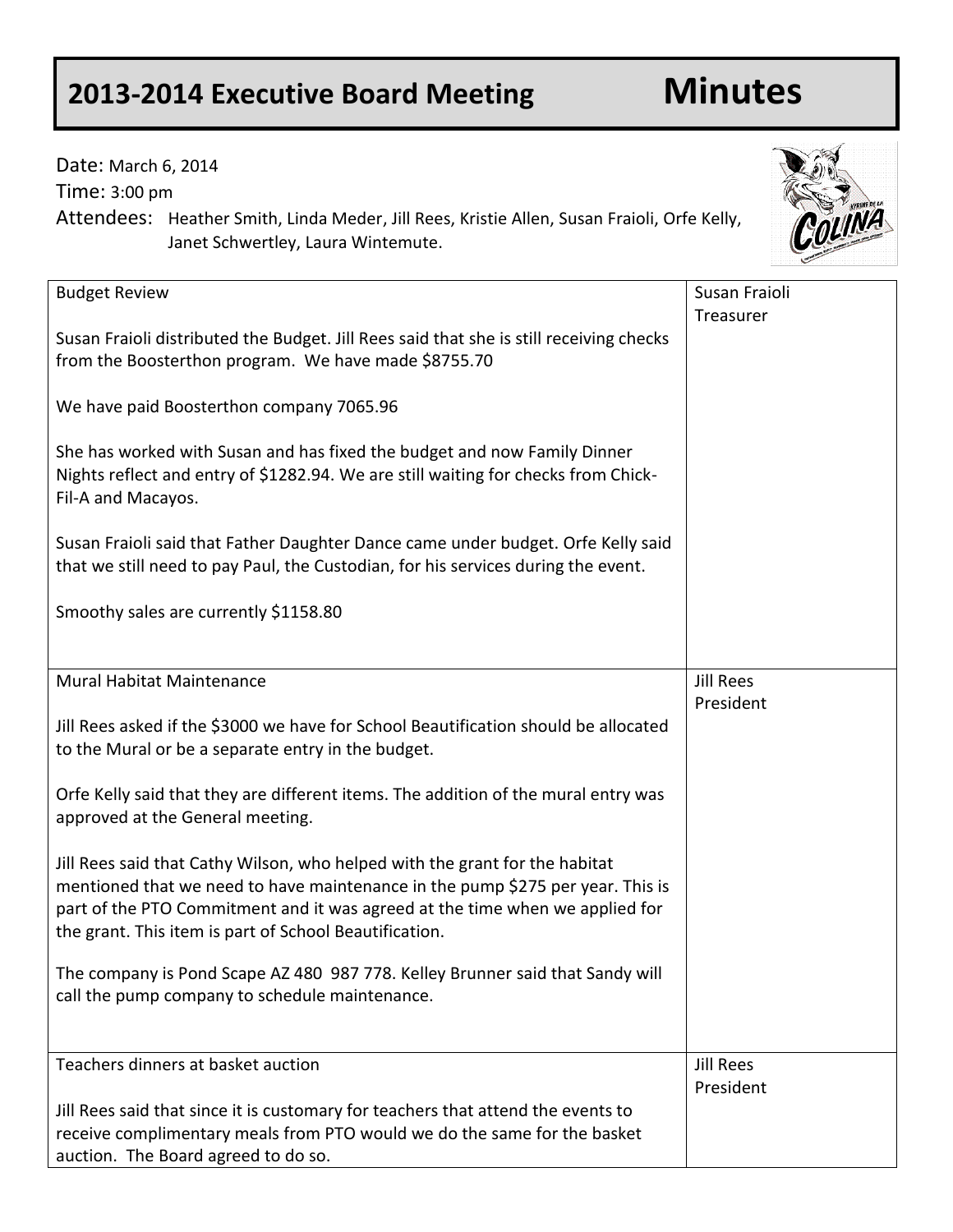# 2013-2014 Executive Board Meeting Minutes

Date: March 6, 2014

Time: 3:00 pm

Attendees: Heather Smith, Linda Meder, Jill Rees, Kristie Allen, Susan Fraioli, Orfe Kelly, Janet Schwertley, Laura Wintemute.

| | |
|---|---|
| Budget Review<br><br>Susan Fraioli distributed the Budget. Jill Rees said that she is still receiving checks from the Boosterthon program. We have made $8755.70<br><br>We have paid Boosterthon company 7065.96<br><br>She has worked with Susan and has fixed the budget and now Family Dinner Nights reflect and entry of $1282.94. We are still waiting for checks from Chick-Fil-A and Macayos.<br><br>Susan Fraioli said that Father Daughter Dance came under budget. Orfe Kelly said that we still need to pay Paul, the Custodian, for his services during the event.<br><br>Smoothy sales are currently $1158.80 | Susan Fraioli<br>Treasurer |
| Mural Habitat Maintenance<br><br>Jill Rees asked if the $3000 we have for School Beautification should be allocated to the Mural or be a separate entry in the budget.<br><br>Orfe Kelly said that they are different items. The addition of the mural entry was approved at the General meeting.<br><br>Jill Rees said that Cathy Wilson, who helped with the grant for the habitat mentioned that we need to have maintenance in the pump $275 per year. This is part of the PTO Commitment and it was agreed at the time when we applied for the grant. This item is part of School Beautification.<br><br>The company is Pond Scape AZ 480 987 778. Kelley Brunner said that Sandy will call the pump company to schedule maintenance. | Jill Rees<br>President |
| Teachers dinners at basket auction<br><br>Jill Rees said that since it is customary for teachers that attend the events to receive complimentary meals from PTO would we do the same for the basket auction. The Board agreed to do so. | Jill Rees<br>President |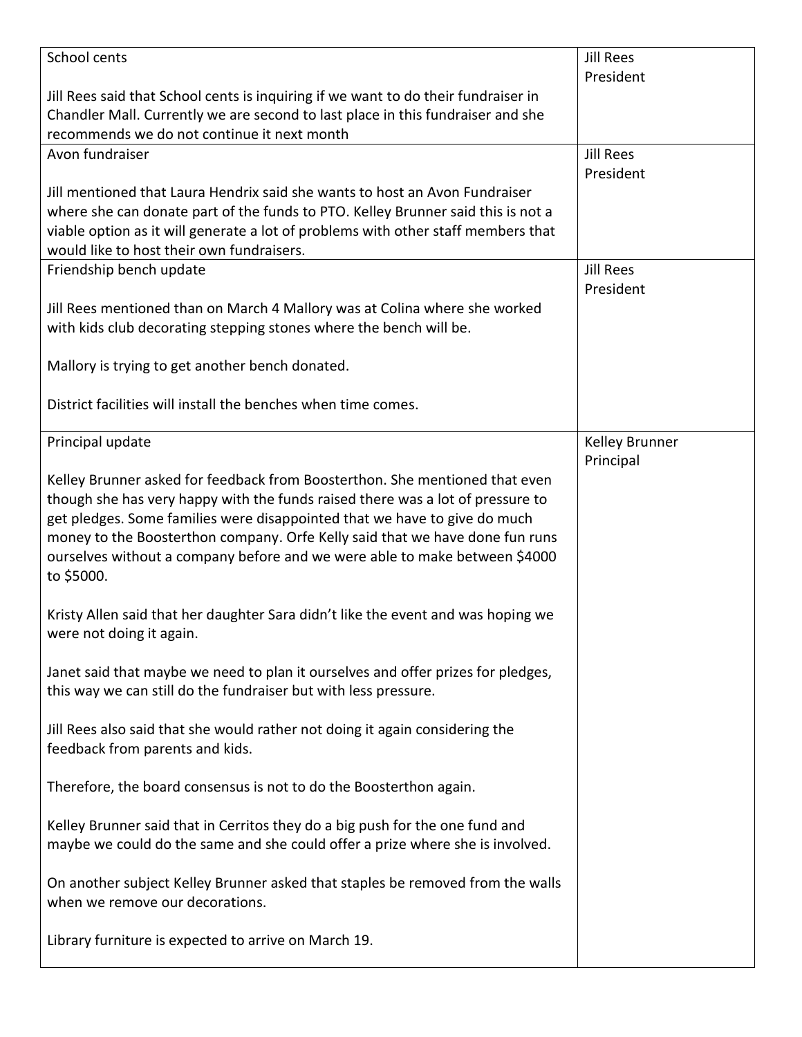| | |
|---|---|
| School cents<br><br>Jill Rees said that School cents is inquiring if we want to do their fundraiser in Chandler Mall. Currently we are second to last place in this fundraiser and she recommends we do not continue it next month | Jill Rees<br>President |
| Avon fundraiser<br><br>Jill mentioned that Laura Hendrix said she wants to host an Avon Fundraiser where she can donate part of the funds to PTO. Kelley Brunner said this is not a viable option as it will generate a lot of problems with other staff members that would like to host their own fundraisers. | Jill Rees<br>President |
| Friendship bench update<br><br>Jill Rees mentioned than on March 4 Mallory was at Colina where she worked with kids club decorating stepping stones where the bench will be.<br><br>Mallory is trying to get another bench donated.<br><br>District facilities will install the benches when time comes. | Jill Rees<br>President |
| Principal update<br><br>Kelley Brunner asked for feedback from Boosterthon. She mentioned that even though she has very happy with the funds raised there was a lot of pressure to get pledges. Some families were disappointed that we have to give do much money to the Boosterthon company. Orfe Kelly said that we have done fun runs ourselves without a company before and we were able to make between $4000 to $5000.<br><br>Kristy Allen said that her daughter Sara didn't like the event and was hoping we were not doing it again.<br><br>Janet said that maybe we need to plan it ourselves and offer prizes for pledges, this way we can still do the fundraiser but with less pressure.<br><br>Jill Rees also said that she would rather not doing it again considering the feedback from parents and kids.<br><br>Therefore, the board consensus is not to do the Boosterthon again.<br><br>Kelley Brunner said that in Cerritos they do a big push for the one fund and maybe we could do the same and she could offer a prize where she is involved.<br><br>On another subject Kelley Brunner asked that staples be removed from the walls when we remove our decorations.<br><br>Library furniture is expected to arrive on March 19. | Kelley Brunner<br>Principal |